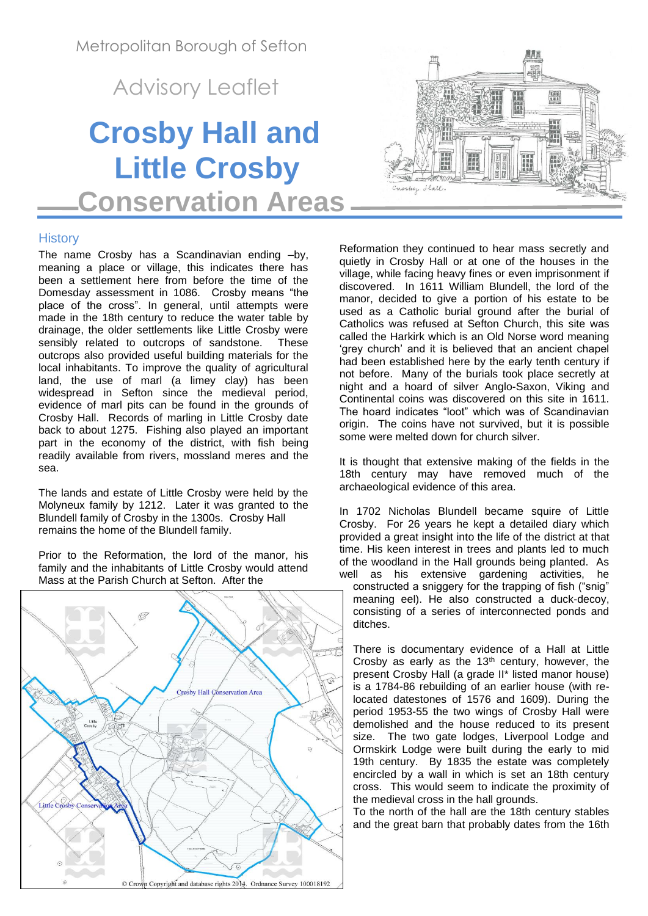Metropolitan Borough of Sefton

Advisory Leaflet

# Crosby Hall and Little Crosby Conservation Areas

## History

The name Crosby has a Scandinavian ending –by, meaning a place or village, this indicates there has been a settlement here from before the time of the Domesday assessment in 1086. Crosby means "the place of the cross". In general, until attempts were made in the 18th century to reduce the water table by drainage, the older settlements like Little Crosby were sensibly related to outcrops of sandstone. These outcrops also provided useful building materials for the local inhabitants. To improve the quality of agricultural land, the use of marl (a limey clay) has been widespread in Sefton since the medieval period, evidence of marl pits can be found in the grounds of Crosby Hall. Records of marling in Little Crosby date back to about 1275. Fishing also played an important part in the economy of the district, with fish being readily available from rivers, mossland meres and the sea.

The lands and estate of Little Crosby were held by the Molyneux family by 1212. Later it was granted to the Blundell family of Crosby in the 1300s. Crosby Hall remains the home of the Blundell family.

Prior to the Reformation, the lord of the manor, his family and the inhabitants of Little Crosby would attend Mass at the Parish Church at Sefton. After the Reformation they continued to hear mass secretly and quietly in Crosby Hall or at one of the houses in the village, while facing heavy fines or even imprisonment if discovered. In 1611 William Blundell, the lord of the manor, decided to give a portion of his estate to be used as a Catholic burial ground after the burial of Catholics was refused at Sefton Church, this site was called the Harkirk which is an Old Norse word meaning 'grey church' and it is believed that an ancient chapel had been established here by the early tenth century if not before. Many of the burials took place secretly at night and a hoard of silver Anglo-Saxon, Viking and Continental coins was discovered on this site in 1611. The hoard indicates "loot" which was of Scandinavian origin. The coins have not survived, but it is possible some were melted down for church silver.

It is thought that extensive making of the fields in the 18th century may have removed much of the archaeological evidence of this area.

In 1702 Nicholas Blundell became squire of Little Crosby. For 26 years he kept a detailed diary which provided a great insight into the life of the district at that time. His keen interest in trees and plants led to much of the woodland in the Hall grounds being planted. As well as his extensive gardening activities, he constructed a sniggery for the trapping of fish ("snig" meaning eel). He also constructed a duck-decoy, consisting of a series of interconnected ponds and ditches.

There is documentary evidence of a Hall at Little Crosby as early as the 13th century, however, the present Crosby Hall (a grade II* listed manor house) is a 1784-86 rebuilding of an earlier house (with re-located datestones of 1576 and 1609). During the period 1953-55 the two wings of Crosby Hall were demolished and the house reduced to its present size. The two gate lodges, Liverpool Lodge and Ormskirk Lodge were built during the early to mid 19th century. By 1835 the estate was completely encircled by a wall in which is set an 18th century cross. This would seem to indicate the proximity of the medieval cross in the hall grounds.
To the north of the hall are the 18th century stables and the great barn that probably dates from the 16th

© Crown Copyright and database rights 2014. Ordnance Survey 100018192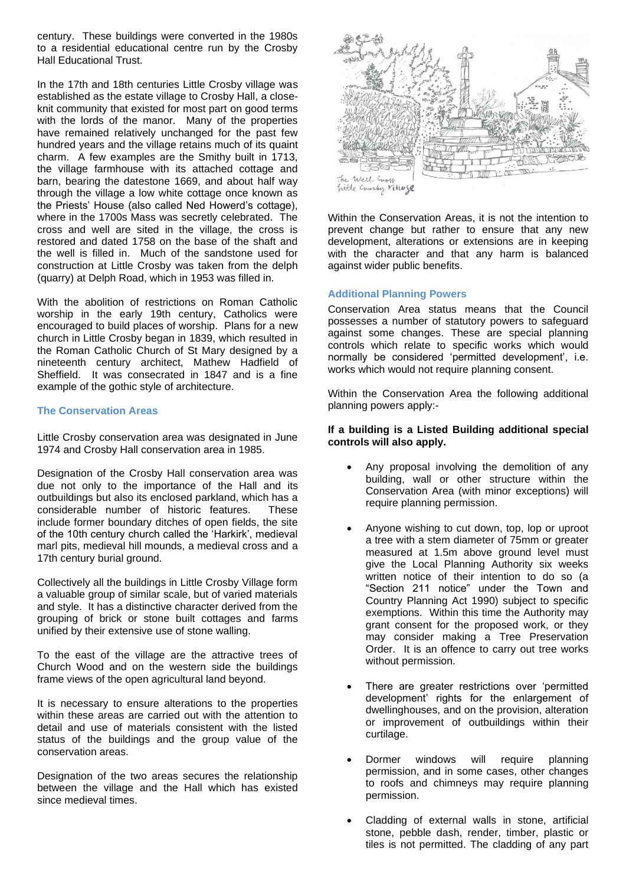century. These buildings were converted in the 1980s to a residential educational centre run by the Crosby Hall Educational Trust.

In the 17th and 18th centuries Little Crosby village was established as the estate village to Crosby Hall, a close-knit community that existed for most part on good terms with the lords of the manor. Many of the properties have remained relatively unchanged for the past few hundred years and the village retains much of its quaint charm. A few examples are the Smithy built in 1713, the village farmhouse with its attached cottage and barn, bearing the datestone 1669, and about half way through the village a low white cottage once known as the Priests' House (also called Ned Howerd's cottage), where in the 1700s Mass was secretly celebrated. The cross and well are sited in the village, the cross is restored and dated 1758 on the base of the shaft and the well is filled in. Much of the sandstone used for construction at Little Crosby was taken from the delph (quarry) at Delph Road, which in 1953 was filled in.

With the abolition of restrictions on Roman Catholic worship in the early 19th century, Catholics were encouraged to build places of worship. Plans for a new church in Little Crosby began in 1839, which resulted in the Roman Catholic Church of St Mary designed by a nineteenth century architect, Mathew Hadfield of Sheffield. It was consecrated in 1847 and is a fine example of the gothic style of architecture.

### The Conservation Areas

Little Crosby conservation area was designated in June 1974 and Crosby Hall conservation area in 1985.

Designation of the Crosby Hall conservation area was due not only to the importance of the Hall and its outbuildings but also its enclosed parkland, which has a considerable number of historic features. These include former boundary ditches of open fields, the site of the 10th century church called the 'Harkirk', medieval marl pits, medieval hill mounds, a medieval cross and a 17th century burial ground.

Collectively all the buildings in Little Crosby Village form a valuable group of similar scale, but of varied materials and style. It has a distinctive character derived from the grouping of brick or stone built cottages and farms unified by their extensive use of stone walling.

To the east of the village are the attractive trees of Church Wood and on the western side the buildings frame views of the open agricultural land beyond.

It is necessary to ensure alterations to the properties within these areas are carried out with the attention to detail and use of materials consistent with the listed status of the buildings and the group value of the conservation areas.

Designation of the two areas secures the relationship between the village and the Hall which has existed since medieval times.

The Well Cross
Little Crosby Village

Within the Conservation Areas, it is not the intention to prevent change but rather to ensure that any new development, alterations or extensions are in keeping with the character and that any harm is balanced against wider public benefits.

### Additional Planning Powers

Conservation Area status means that the Council possesses a number of statutory powers to safeguard against some changes. These are special planning controls which relate to specific works which would normally be considered 'permitted development', i.e. works which would not require planning consent.

Within the Conservation Area the following additional planning powers apply:-

**If a building is a Listed Building additional special controls will also apply.**

- Any proposal involving the demolition of any building, wall or other structure within the Conservation Area (with minor exceptions) will require planning permission.
- Anyone wishing to cut down, top, lop or uproot a tree with a stem diameter of 75mm or greater measured at 1.5m above ground level must give the Local Planning Authority six weeks written notice of their intention to do so (a "Section 211 notice" under the Town and Country Planning Act 1990) subject to specific exemptions. Within this time the Authority may grant consent for the proposed work, or they may consider making a Tree Preservation Order. It is an offence to carry out tree works without permission.
- There are greater restrictions over 'permitted development' rights for the enlargement of dwellinghouses, and on the provision, alteration or improvement of outbuildings within their curtilage.
- Dormer windows will require planning permission, and in some cases, other changes to roofs and chimneys may require planning permission.
- Cladding of external walls in stone, artificial stone, pebble dash, render, timber, plastic or tiles is not permitted. The cladding of any part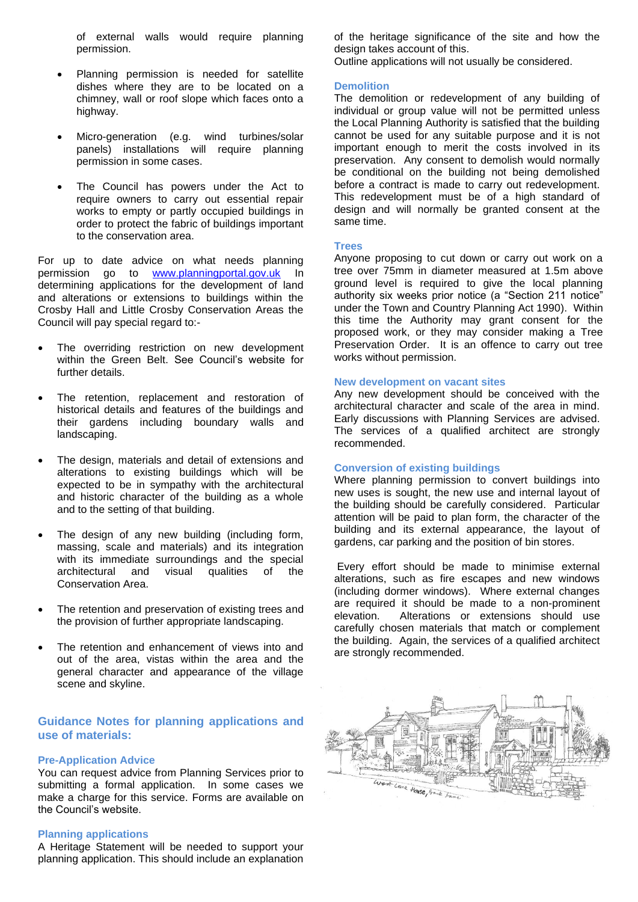of external walls would require planning permission.

- Planning permission is needed for satellite dishes where they are to be located on a chimney, wall or roof slope which faces onto a highway.
- Micro-generation (e.g. wind turbines/solar panels) installations will require planning permission in some cases.
- The Council has powers under the Act to require owners to carry out essential repair works to empty or partly occupied buildings in order to protect the fabric of buildings important to the conservation area.

For up to date advice on what needs planning permission go to [www.planningportal.gov.uk](http://www.planningportal.gov.uk) In determining applications for the development of land and alterations or extensions to buildings within the Crosby Hall and Little Crosby Conservation Areas the Council will pay special regard to:-

- The overriding restriction on new development within the Green Belt. See Council's website for further details.
- The retention, replacement and restoration of historical details and features of the buildings and their gardens including boundary walls and landscaping.
- The design, materials and detail of extensions and alterations to existing buildings which will be expected to be in sympathy with the architectural and historic character of the building as a whole and to the setting of that building.
- The design of any new building (including form, massing, scale and materials) and its integration with its immediate surroundings and the special architectural and visual qualities of the Conservation Area.
- The retention and preservation of existing trees and the provision of further appropriate landscaping.
- The retention and enhancement of views into and out of the area, vistas within the area and the general character and appearance of the village scene and skyline.

## Guidance Notes for planning applications and use of materials:

### Pre-Application Advice

You can request advice from Planning Services prior to submitting a formal application. In some cases we make a charge for this service. Forms are available on the Council's website.

### Planning applications

A Heritage Statement will be needed to support your planning application. This should include an explanation of the heritage significance of the site and how the design takes account of this.
Outline applications will not usually be considered.

### Demolition

The demolition or redevelopment of any building of individual or group value will not be permitted unless the Local Planning Authority is satisfied that the building cannot be used for any suitable purpose and it is not important enough to merit the costs involved in its preservation. Any consent to demolish would normally be conditional on the building not being demolished before a contract is made to carry out redevelopment. This redevelopment must be of a high standard of design and will normally be granted consent at the same time.

### Trees

Anyone proposing to cut down or carry out work on a tree over 75mm in diameter measured at 1.5m above ground level is required to give the local planning authority six weeks prior notice (a "Section 211 notice" under the Town and Country Planning Act 1990). Within this time the Authority may grant consent for the proposed work, or they may consider making a Tree Preservation Order. It is an offence to carry out tree works without permission.

### New development on vacant sites

Any new development should be conceived with the architectural character and scale of the area in mind. Early discussions with Planning Services are advised. The services of a qualified architect are strongly recommended.

### Conversion of existing buildings

Where planning permission to convert buildings into new uses is sought, the new use and internal layout of the building should be carefully considered. Particular attention will be paid to plan form, the character of the building and its external appearance, the layout of gardens, car parking and the position of bin stores.

Every effort should be made to minimise external alterations, such as fire escapes and new windows (including dormer windows). Where external changes are required it should be made to a non-prominent elevation. Alterations or extensions should use carefully chosen materials that match or complement the building. Again, the services of a qualified architect are strongly recommended.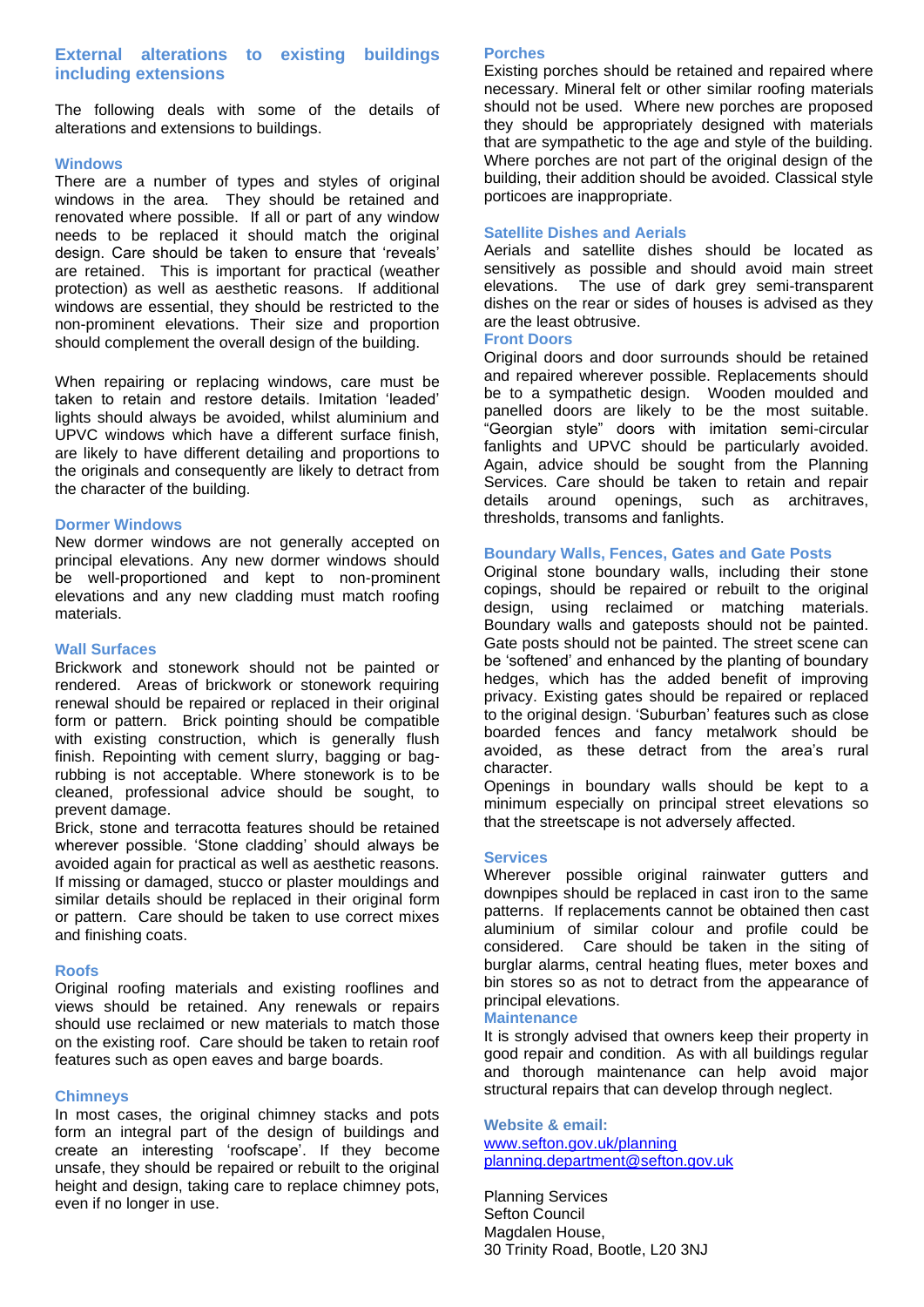## External alterations to existing buildings including extensions

The following deals with some of the details of alterations and extensions to buildings.

### Windows

There are a number of types and styles of original windows in the area. They should be retained and renovated where possible. If all or part of any window needs to be replaced it should match the original design. Care should be taken to ensure that 'reveals' are retained. This is important for practical (weather protection) as well as aesthetic reasons. If additional windows are essential, they should be restricted to the non-prominent elevations. Their size and proportion should complement the overall design of the building.

When repairing or replacing windows, care must be taken to retain and restore details. Imitation 'leaded' lights should always be avoided, whilst aluminium and UPVC windows which have a different surface finish, are likely to have different detailing and proportions to the originals and consequently are likely to detract from the character of the building.

### Dormer Windows

New dormer windows are not generally accepted on principal elevations. Any new dormer windows should be well-proportioned and kept to non-prominent elevations and any new cladding must match roofing materials.

### Wall Surfaces

Brickwork and stonework should not be painted or rendered. Areas of brickwork or stonework requiring renewal should be repaired or replaced in their original form or pattern. Brick pointing should be compatible with existing construction, which is generally flush finish. Repointing with cement slurry, bagging or bag-rubbing is not acceptable. Where stonework is to be cleaned, professional advice should be sought, to prevent damage.

Brick, stone and terracotta features should be retained wherever possible. 'Stone cladding' should always be avoided again for practical as well as aesthetic reasons. If missing or damaged, stucco or plaster mouldings and similar details should be replaced in their original form or pattern. Care should be taken to use correct mixes and finishing coats.

### Roofs

Original roofing materials and existing rooflines and views should be retained. Any renewals or repairs should use reclaimed or new materials to match those on the existing roof. Care should be taken to retain roof features such as open eaves and barge boards.

### Chimneys

In most cases, the original chimney stacks and pots form an integral part of the design of buildings and create an interesting 'roofscape'. If they become unsafe, they should be repaired or rebuilt to the original height and design, taking care to replace chimney pots, even if no longer in use.

### Porches

Existing porches should be retained and repaired where necessary. Mineral felt or other similar roofing materials should not be used. Where new porches are proposed they should be appropriately designed with materials that are sympathetic to the age and style of the building. Where porches are not part of the original design of the building, their addition should be avoided. Classical style porticoes are inappropriate.

### Satellite Dishes and Aerials

Aerials and satellite dishes should be located as sensitively as possible and should avoid main street elevations. The use of dark grey semi-transparent dishes on the rear or sides of houses is advised as they are the least obtrusive.

### Front Doors

Original doors and door surrounds should be retained and repaired wherever possible. Replacements should be to a sympathetic design. Wooden moulded and panelled doors are likely to be the most suitable. "Georgian style" doors with imitation semi-circular fanlights and UPVC should be particularly avoided. Again, advice should be sought from the Planning Services. Care should be taken to retain and repair details around openings, such as architraves, thresholds, transoms and fanlights.

### Boundary Walls, Fences, Gates and Gate Posts

Original stone boundary walls, including their stone copings, should be repaired or rebuilt to the original design, using reclaimed or matching materials. Boundary walls and gateposts should not be painted. Gate posts should not be painted. The street scene can be 'softened' and enhanced by the planting of boundary hedges, which has the added benefit of improving privacy. Existing gates should be repaired or replaced to the original design. 'Suburban' features such as close boarded fences and fancy metalwork should be avoided, as these detract from the area's rural character.

Openings in boundary walls should be kept to a minimum especially on principal street elevations so that the streetscape is not adversely affected.

### Services

Wherever possible original rainwater gutters and downpipes should be replaced in cast iron to the same patterns. If replacements cannot be obtained then cast aluminium of similar colour and profile could be considered. Care should be taken in the siting of burglar alarms, central heating flues, meter boxes and bin stores so as not to detract from the appearance of principal elevations.

### Maintenance

It is strongly advised that owners keep their property in good repair and condition. As with all buildings regular and thorough maintenance can help avoid major structural repairs that can develop through neglect.

### Website & email:

www.sefton.gov.uk/planning
planning.department@sefton.gov.uk

Planning Services
Sefton Council
Magdalen House,
30 Trinity Road, Bootle, L20 3NJ